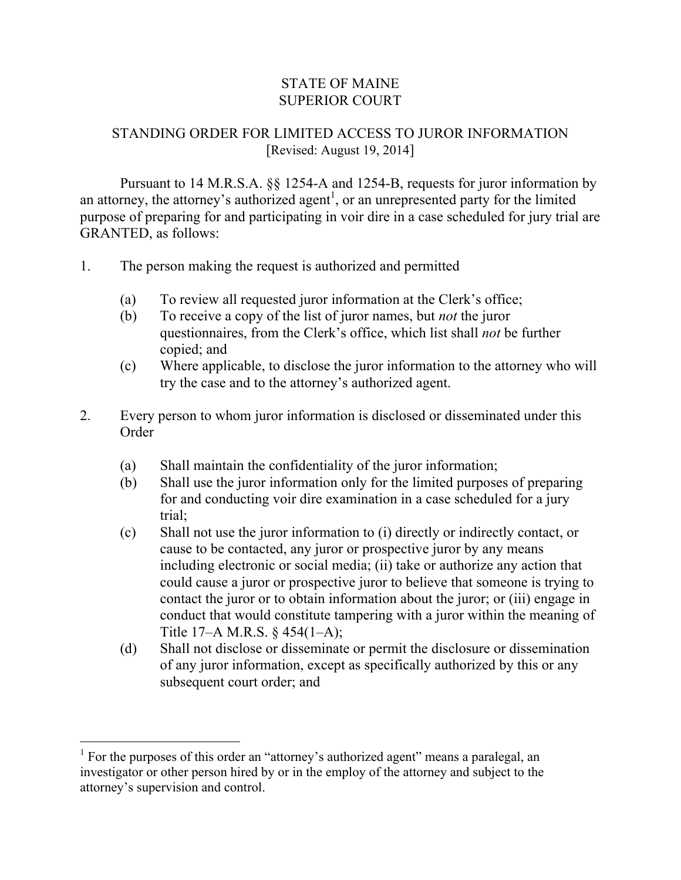# STATE OF MAINE
# SUPERIOR COURT

## STANDING ORDER FOR LIMITED ACCESS TO JUROR INFORMATION
[Revised: August 19, 2014]

Pursuant to 14 M.R.S.A. §§ 1254-A and 1254-B, requests for juror information by an attorney, the attorney's authorized agent[1], or an unrepresented party for the limited purpose of preparing for and participating in voir dire in a case scheduled for jury trial are GRANTED, as follows:

1. The person making the request is authorized and permitted

   (a) To review all requested juror information at the Clerk's office;
   
   (b) To receive a copy of the list of juror names, but *not* the juror questionnaires, from the Clerk's office, which list shall *not* be further copied; and
   
   (c) Where applicable, to disclose the juror information to the attorney who will try the case and to the attorney's authorized agent.

2. Every person to whom juror information is disclosed or disseminated under this Order

   (a) Shall maintain the confidentiality of the juror information;
   
   (b) Shall use the juror information only for the limited purposes of preparing for and conducting voir dire examination in a case scheduled for a jury trial;
   
   (c) Shall not use the juror information to (i) directly or indirectly contact, or cause to be contacted, any juror or prospective juror by any means including electronic or social media; (ii) take or authorize any action that could cause a juror or prospective juror to believe that someone is trying to contact the juror or to obtain information about the juror; or (iii) engage in conduct that would constitute tampering with a juror within the meaning of Title 17–A M.R.S. § 454(1–A);
   
   (d) Shall not disclose or disseminate or permit the disclosure or dissemination of any juror information, except as specifically authorized by this or any subsequent court order; and

---

[1] For the purposes of this order an "attorney's authorized agent" means a paralegal, an investigator or other person hired by or in the employ of the attorney and subject to the attorney's supervision and control.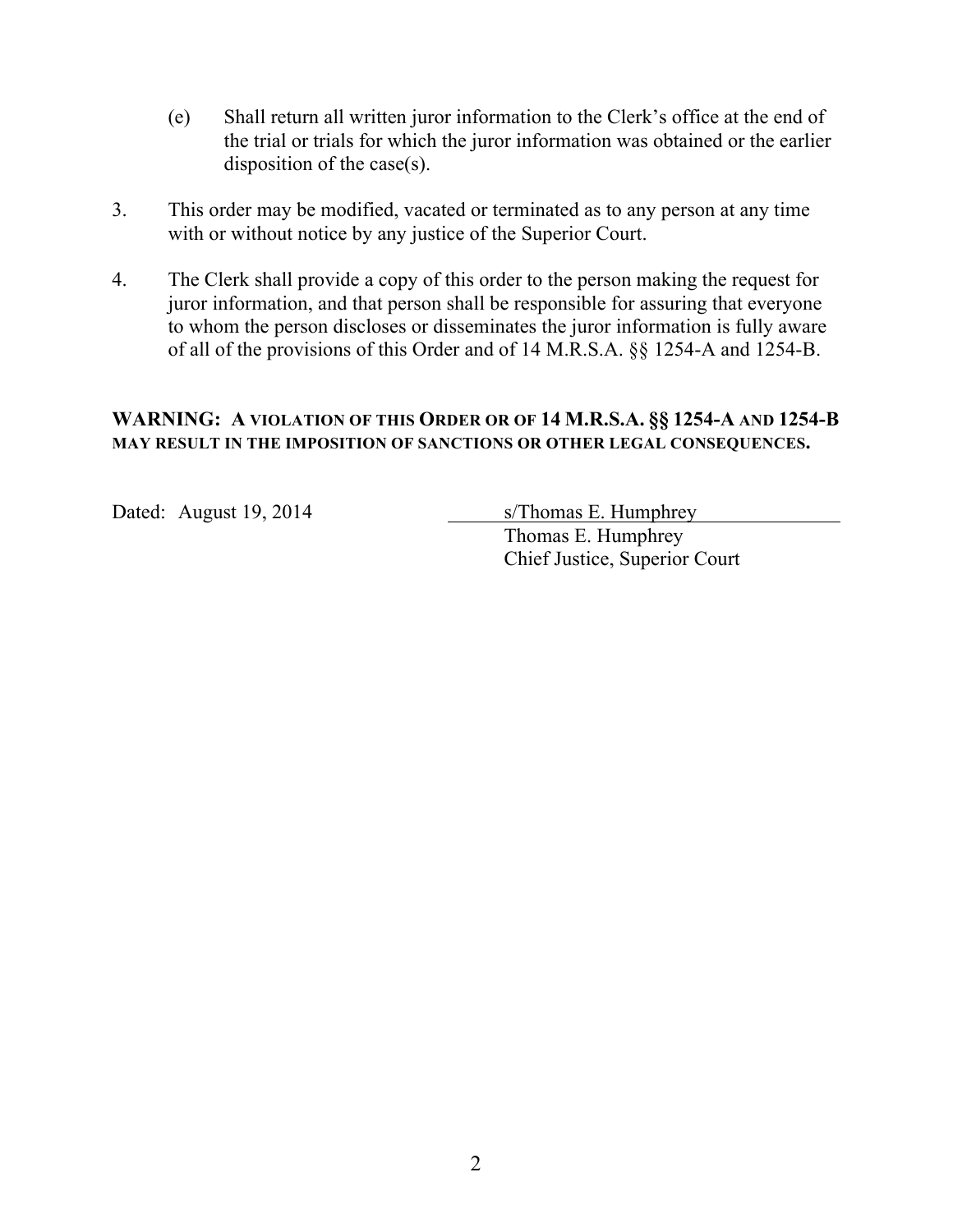(e) Shall return all written juror information to the Clerk's office at the end of the trial or trials for which the juror information was obtained or the earlier disposition of the case(s).

3. This order may be modified, vacated or terminated as to any person at any time with or without notice by any justice of the Superior Court.

4. The Clerk shall provide a copy of this order to the person making the request for juror information, and that person shall be responsible for assuring that everyone to whom the person discloses or disseminates the juror information is fully aware of all of the provisions of this Order and of 14 M.R.S.A. §§ 1254-A and 1254-B.

**WARNING: A VIOLATION OF THIS ORDER OR OF 14 M.R.S.A. §§ 1254-A AND 1254-B MAY RESULT IN THE IMPOSITION OF SANCTIONS OR OTHER LEGAL CONSEQUENCES.**

Dated: August 19, 2014

s/Thomas E. Humphrey
Thomas E. Humphrey
Chief Justice, Superior Court